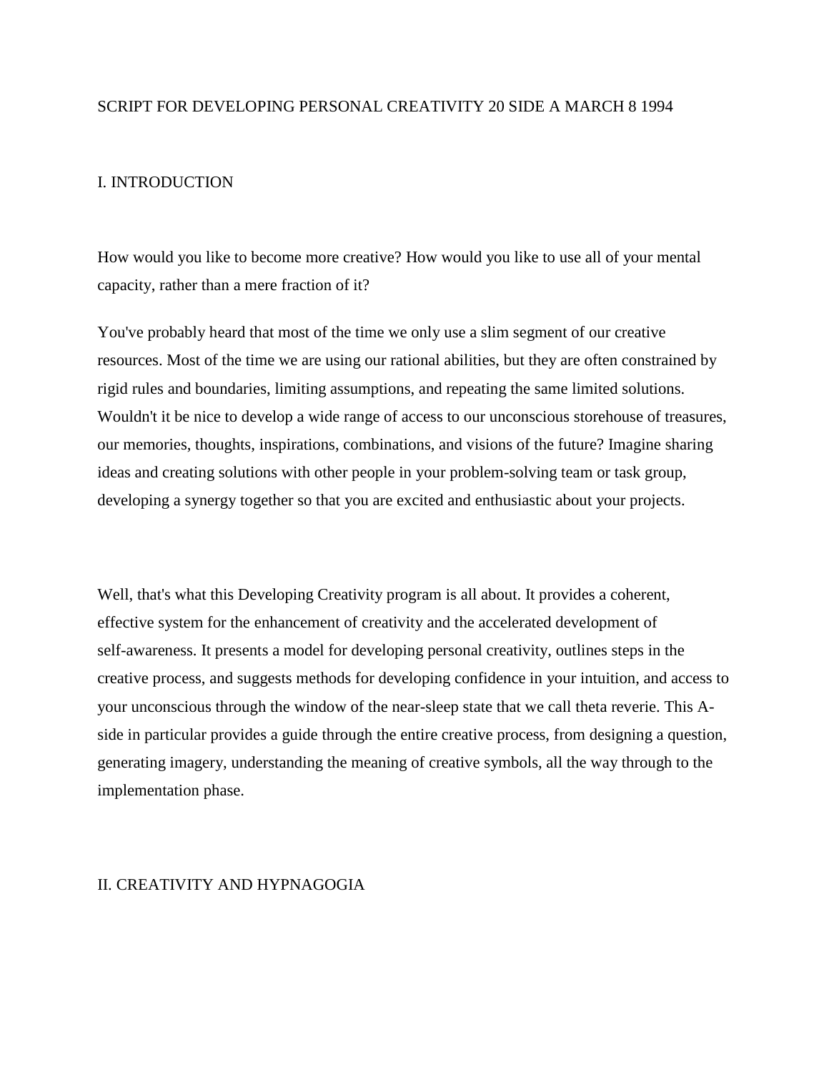# SCRIPT FOR DEVELOPING PERSONAL CREATIVITY 20 SIDE A MARCH 8 1994

## I. INTRODUCTION

How would you like to become more creative? How would you like to use all of your mental capacity, rather than a mere fraction of it?

You've probably heard that most of the time we only use a slim segment of our creative resources. Most of the time we are using our rational abilities, but they are often constrained by rigid rules and boundaries, limiting assumptions, and repeating the same limited solutions. Wouldn't it be nice to develop a wide range of access to our unconscious storehouse of treasures, our memories, thoughts, inspirations, combinations, and visions of the future? Imagine sharing ideas and creating solutions with other people in your problem-solving team or task group, developing a synergy together so that you are excited and enthusiastic about your projects.

Well, that's what this Developing Creativity program is all about. It provides a coherent, effective system for the enhancement of creativity and the accelerated development of self-awareness. It presents a model for developing personal creativity, outlines steps in the creative process, and suggests methods for developing confidence in your intuition, and access to your unconscious through the window of the near-sleep state that we call theta reverie. This A-side in particular provides a guide through the entire creative process, from designing a question, generating imagery, understanding the meaning of creative symbols, all the way through to the implementation phase.

## II. CREATIVITY AND HYPNAGOGIA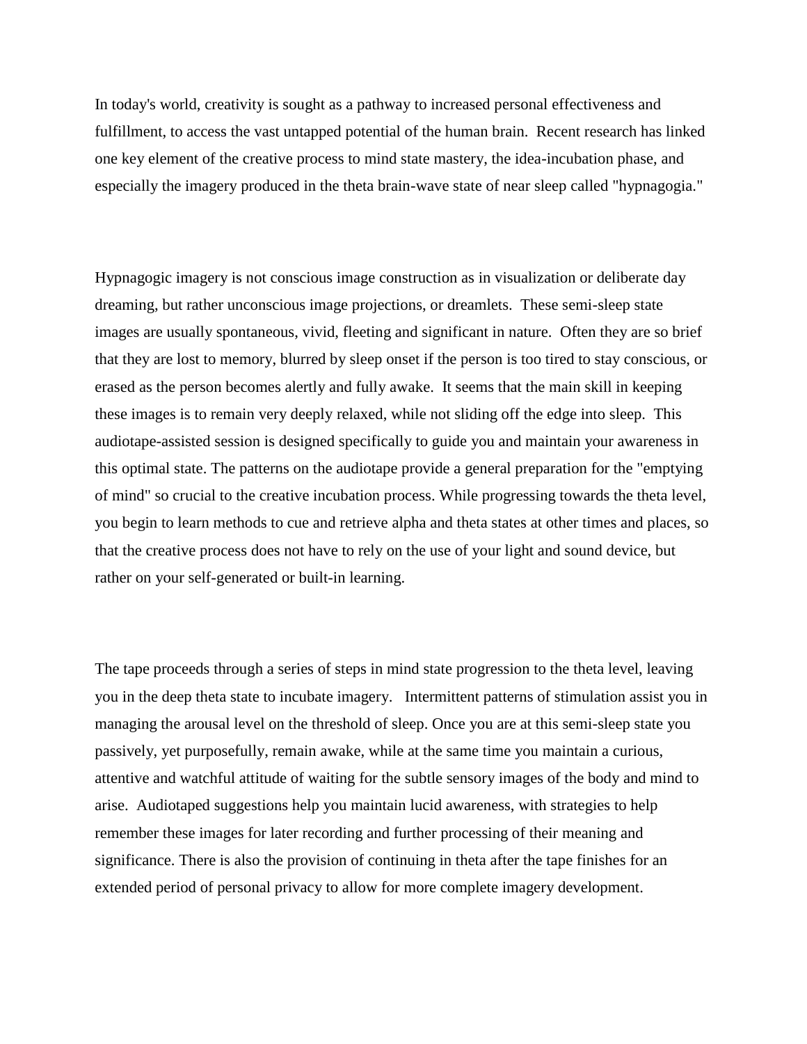In today's world, creativity is sought as a pathway to increased personal effectiveness and fulfillment, to access the vast untapped potential of the human brain. Recent research has linked one key element of the creative process to mind state mastery, the idea-incubation phase, and especially the imagery produced in the theta brain-wave state of near sleep called "hypnagogia."

Hypnagogic imagery is not conscious image construction as in visualization or deliberate day dreaming, but rather unconscious image projections, or dreamlets. These semi-sleep state images are usually spontaneous, vivid, fleeting and significant in nature. Often they are so brief that they are lost to memory, blurred by sleep onset if the person is too tired to stay conscious, or erased as the person becomes alertly and fully awake. It seems that the main skill in keeping these images is to remain very deeply relaxed, while not sliding off the edge into sleep. This audiotape-assisted session is designed specifically to guide you and maintain your awareness in this optimal state. The patterns on the audiotape provide a general preparation for the "emptying of mind" so crucial to the creative incubation process. While progressing towards the theta level, you begin to learn methods to cue and retrieve alpha and theta states at other times and places, so that the creative process does not have to rely on the use of your light and sound device, but rather on your self-generated or built-in learning.

The tape proceeds through a series of steps in mind state progression to the theta level, leaving you in the deep theta state to incubate imagery. Intermittent patterns of stimulation assist you in managing the arousal level on the threshold of sleep. Once you are at this semi-sleep state you passively, yet purposefully, remain awake, while at the same time you maintain a curious, attentive and watchful attitude of waiting for the subtle sensory images of the body and mind to arise. Audiotaped suggestions help you maintain lucid awareness, with strategies to help remember these images for later recording and further processing of their meaning and significance. There is also the provision of continuing in theta after the tape finishes for an extended period of personal privacy to allow for more complete imagery development.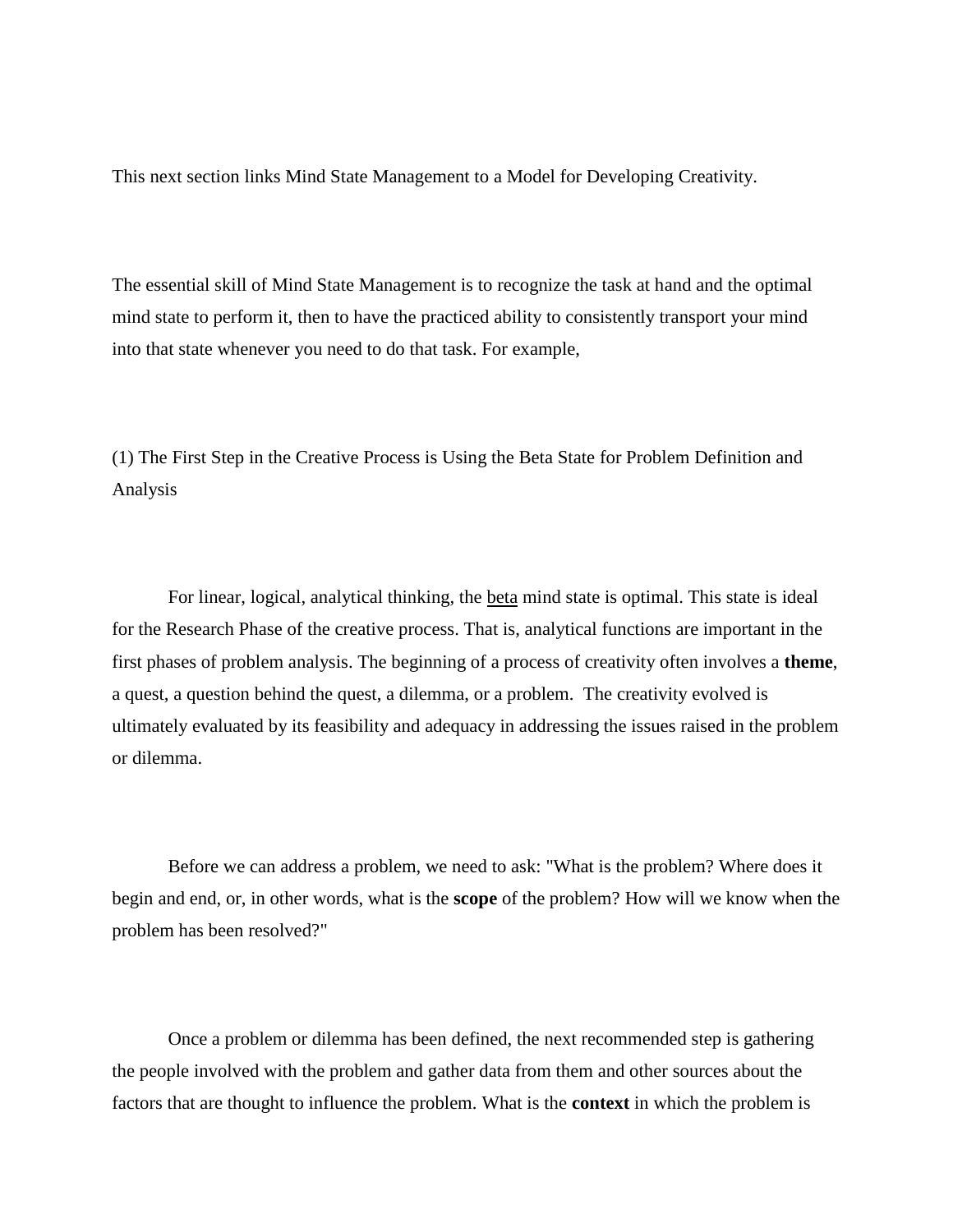This next section links Mind State Management to a Model for Developing Creativity.

The essential skill of Mind State Management is to recognize the task at hand and the optimal mind state to perform it, then to have the practiced ability to consistently transport your mind into that state whenever you need to do that task. For example,

(1) The First Step in the Creative Process is Using the Beta State for Problem Definition and Analysis

For linear, logical, analytical thinking, the <u>beta</u> mind state is optimal. This state is ideal for the Research Phase of the creative process. That is, analytical functions are important in the first phases of problem analysis. The beginning of a process of creativity often involves a **theme**, a quest, a question behind the quest, a dilemma, or a problem. The creativity evolved is ultimately evaluated by its feasibility and adequacy in addressing the issues raised in the problem or dilemma.

Before we can address a problem, we need to ask: "What is the problem? Where does it begin and end, or, in other words, what is the **scope** of the problem? How will we know when the problem has been resolved?"

Once a problem or dilemma has been defined, the next recommended step is gathering the people involved with the problem and gather data from them and other sources about the factors that are thought to influence the problem. What is the **context** in which the problem is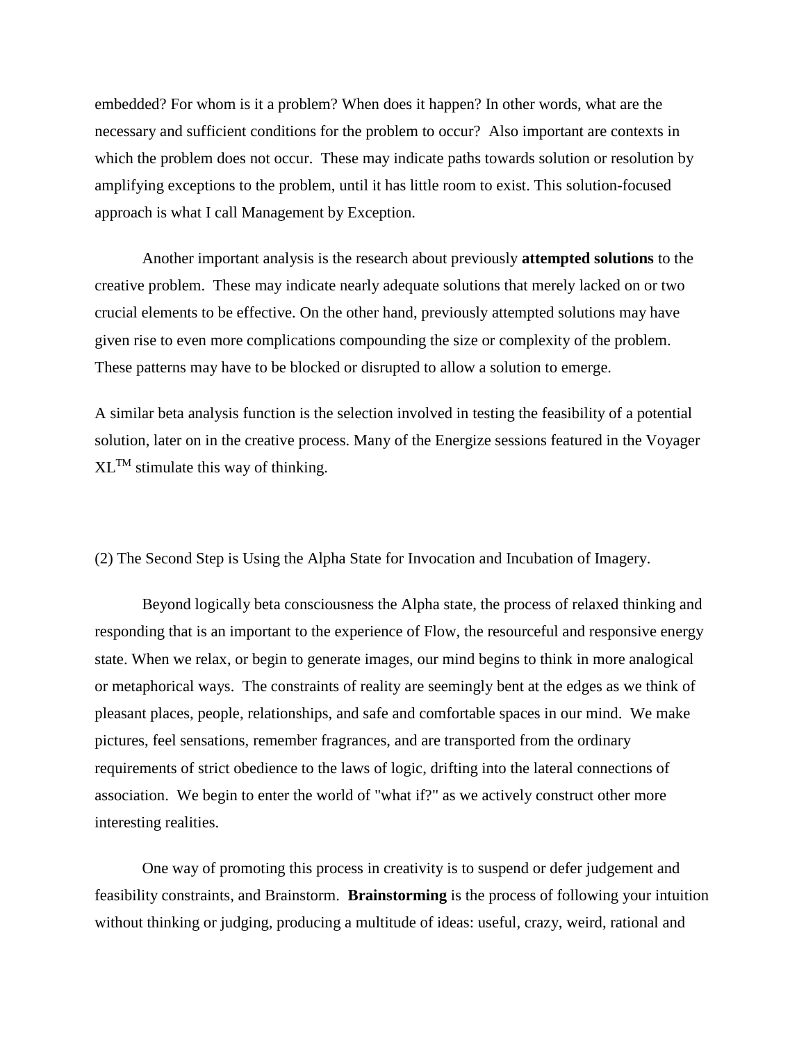embedded? For whom is it a problem? When does it happen? In other words, what are the necessary and sufficient conditions for the problem to occur? Also important are contexts in which the problem does not occur. These may indicate paths towards solution or resolution by amplifying exceptions to the problem, until it has little room to exist. This solution-focused approach is what I call Management by Exception.

Another important analysis is the research about previously **attempted solutions** to the creative problem. These may indicate nearly adequate solutions that merely lacked on or two crucial elements to be effective. On the other hand, previously attempted solutions may have given rise to even more complications compounding the size or complexity of the problem. These patterns may have to be blocked or disrupted to allow a solution to emerge.

A similar beta analysis function is the selection involved in testing the feasibility of a potential solution, later on in the creative process. Many of the Energize sessions featured in the Voyager XL™ stimulate this way of thinking.

(2) The Second Step is Using the Alpha State for Invocation and Incubation of Imagery.

Beyond logically beta consciousness the Alpha state, the process of relaxed thinking and responding that is an important to the experience of Flow, the resourceful and responsive energy state. When we relax, or begin to generate images, our mind begins to think in more analogical or metaphorical ways. The constraints of reality are seemingly bent at the edges as we think of pleasant places, people, relationships, and safe and comfortable spaces in our mind. We make pictures, feel sensations, remember fragrances, and are transported from the ordinary requirements of strict obedience to the laws of logic, drifting into the lateral connections of association. We begin to enter the world of "what if?" as we actively construct other more interesting realities.

One way of promoting this process in creativity is to suspend or defer judgement and feasibility constraints, and Brainstorm. **Brainstorming** is the process of following your intuition without thinking or judging, producing a multitude of ideas: useful, crazy, weird, rational and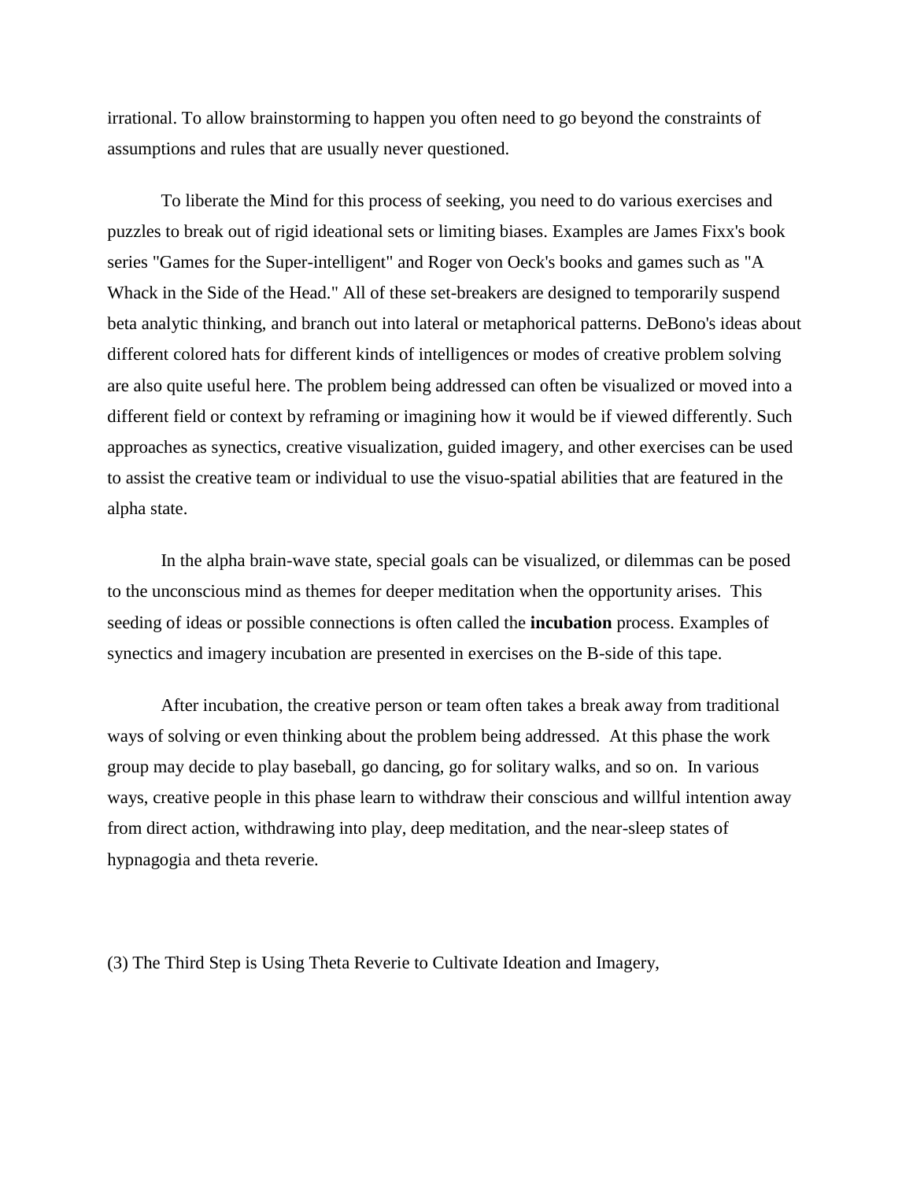irrational. To allow brainstorming to happen you often need to go beyond the constraints of assumptions and rules that are usually never questioned.

To liberate the Mind for this process of seeking, you need to do various exercises and puzzles to break out of rigid ideational sets or limiting biases. Examples are James Fixx's book series "Games for the Super-intelligent" and Roger von Oeck's books and games such as "A Whack in the Side of the Head." All of these set-breakers are designed to temporarily suspend beta analytic thinking, and branch out into lateral or metaphorical patterns. DeBono's ideas about different colored hats for different kinds of intelligences or modes of creative problem solving are also quite useful here. The problem being addressed can often be visualized or moved into a different field or context by reframing or imagining how it would be if viewed differently. Such approaches as synectics, creative visualization, guided imagery, and other exercises can be used to assist the creative team or individual to use the visuo-spatial abilities that are featured in the alpha state.

In the alpha brain-wave state, special goals can be visualized, or dilemmas can be posed to the unconscious mind as themes for deeper meditation when the opportunity arises. This seeding of ideas or possible connections is often called the **incubation** process. Examples of synectics and imagery incubation are presented in exercises on the B-side of this tape.

After incubation, the creative person or team often takes a break away from traditional ways of solving or even thinking about the problem being addressed. At this phase the work group may decide to play baseball, go dancing, go for solitary walks, and so on. In various ways, creative people in this phase learn to withdraw their conscious and willful intention away from direct action, withdrawing into play, deep meditation, and the near-sleep states of hypnagogia and theta reverie.

(3) The Third Step is Using Theta Reverie to Cultivate Ideation and Imagery,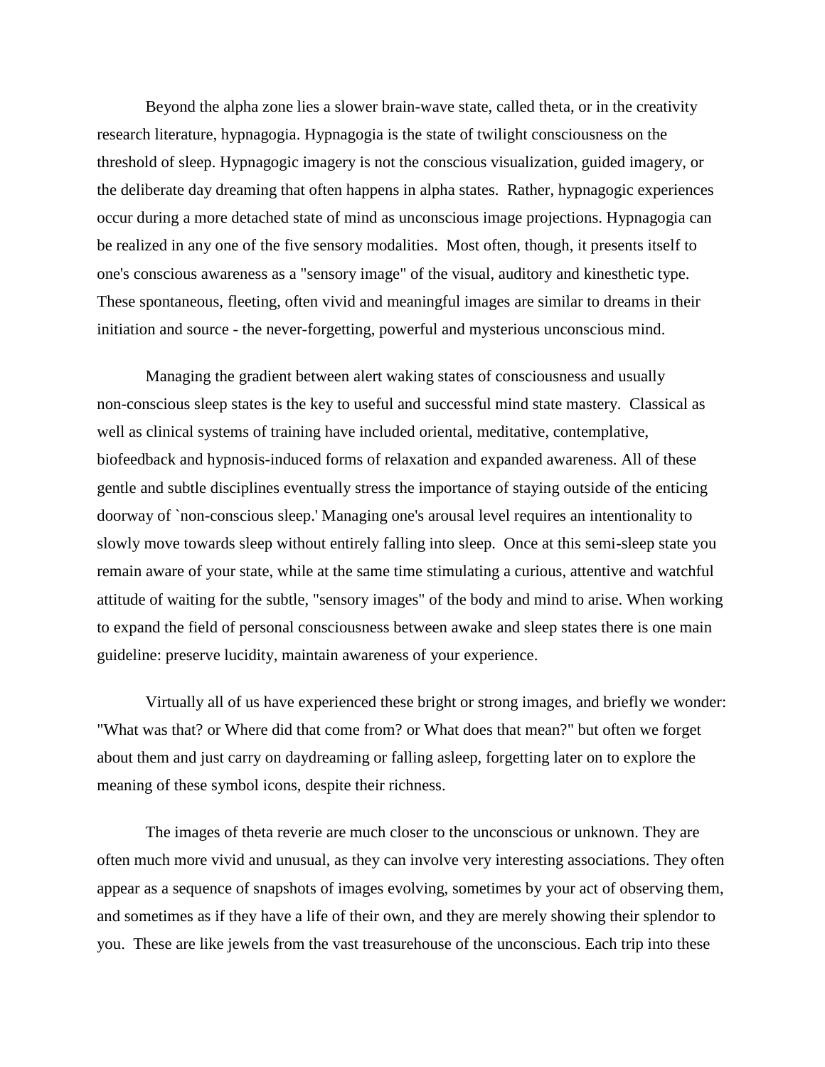Beyond the alpha zone lies a slower brain-wave state, called theta, or in the creativity research literature, hypnagogia. Hypnagogia is the state of twilight consciousness on the threshold of sleep. Hypnagogic imagery is not the conscious visualization, guided imagery, or the deliberate day dreaming that often happens in alpha states. Rather, hypnagogic experiences occur during a more detached state of mind as unconscious image projections. Hypnagogia can be realized in any one of the five sensory modalities. Most often, though, it presents itself to one's conscious awareness as a "sensory image" of the visual, auditory and kinesthetic type. These spontaneous, fleeting, often vivid and meaningful images are similar to dreams in their initiation and source - the never-forgetting, powerful and mysterious unconscious mind.

Managing the gradient between alert waking states of consciousness and usually non-conscious sleep states is the key to useful and successful mind state mastery. Classical as well as clinical systems of training have included oriental, meditative, contemplative, biofeedback and hypnosis-induced forms of relaxation and expanded awareness. All of these gentle and subtle disciplines eventually stress the importance of staying outside of the enticing doorway of `non-conscious sleep.' Managing one's arousal level requires an intentionality to slowly move towards sleep without entirely falling into sleep. Once at this semi-sleep state you remain aware of your state, while at the same time stimulating a curious, attentive and watchful attitude of waiting for the subtle, "sensory images" of the body and mind to arise. When working to expand the field of personal consciousness between awake and sleep states there is one main guideline: preserve lucidity, maintain awareness of your experience.

Virtually all of us have experienced these bright or strong images, and briefly we wonder: "What was that? or Where did that come from? or What does that mean?" but often we forget about them and just carry on daydreaming or falling asleep, forgetting later on to explore the meaning of these symbol icons, despite their richness.

The images of theta reverie are much closer to the unconscious or unknown. They are often much more vivid and unusual, as they can involve very interesting associations. They often appear as a sequence of snapshots of images evolving, sometimes by your act of observing them, and sometimes as if they have a life of their own, and they are merely showing their splendor to you. These are like jewels from the vast treasurehouse of the unconscious. Each trip into these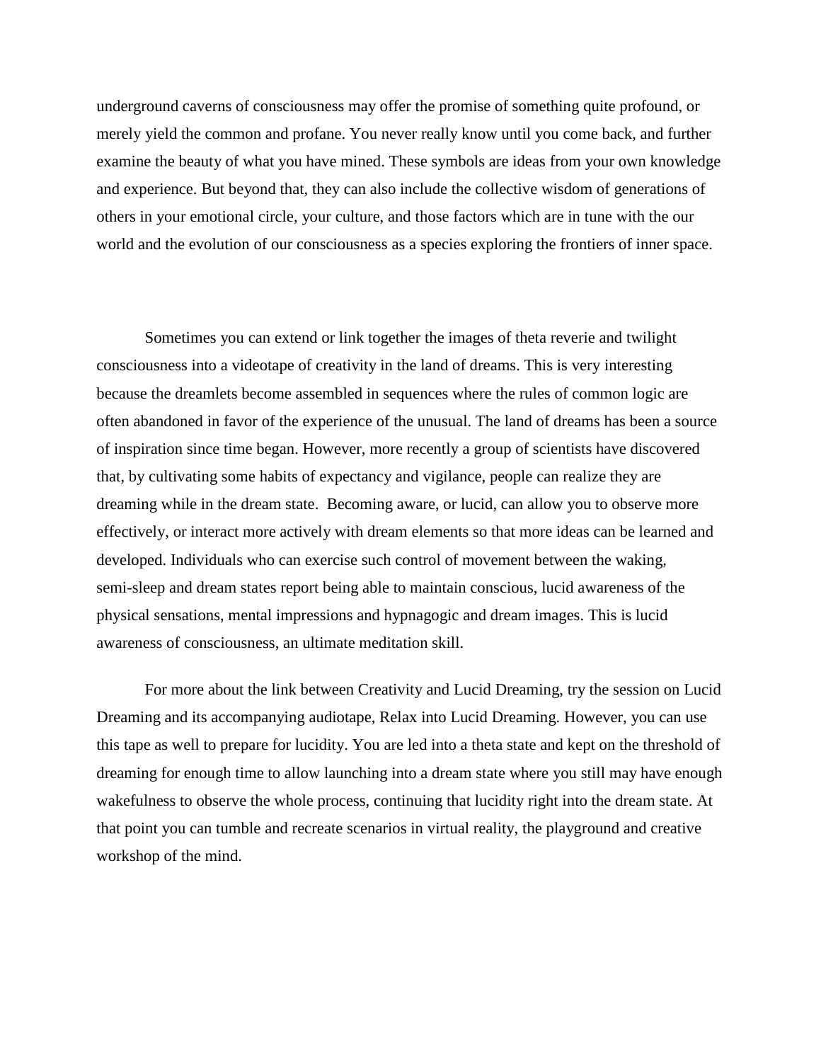underground caverns of consciousness may offer the promise of something quite profound, or merely yield the common and profane. You never really know until you come back, and further examine the beauty of what you have mined. These symbols are ideas from your own knowledge and experience. But beyond that, they can also include the collective wisdom of generations of others in your emotional circle, your culture, and those factors which are in tune with the our world and the evolution of our consciousness as a species exploring the frontiers of inner space.

Sometimes you can extend or link together the images of theta reverie and twilight consciousness into a videotape of creativity in the land of dreams. This is very interesting because the dreamlets become assembled in sequences where the rules of common logic are often abandoned in favor of the experience of the unusual. The land of dreams has been a source of inspiration since time began. However, more recently a group of scientists have discovered that, by cultivating some habits of expectancy and vigilance, people can realize they are dreaming while in the dream state. Becoming aware, or lucid, can allow you to observe more effectively, or interact more actively with dream elements so that more ideas can be learned and developed. Individuals who can exercise such control of movement between the waking, semi-sleep and dream states report being able to maintain conscious, lucid awareness of the physical sensations, mental impressions and hypnagogic and dream images. This is lucid awareness of consciousness, an ultimate meditation skill.

For more about the link between Creativity and Lucid Dreaming, try the session on Lucid Dreaming and its accompanying audiotape, Relax into Lucid Dreaming. However, you can use this tape as well to prepare for lucidity. You are led into a theta state and kept on the threshold of dreaming for enough time to allow launching into a dream state where you still may have enough wakefulness to observe the whole process, continuing that lucidity right into the dream state. At that point you can tumble and recreate scenarios in virtual reality, the playground and creative workshop of the mind.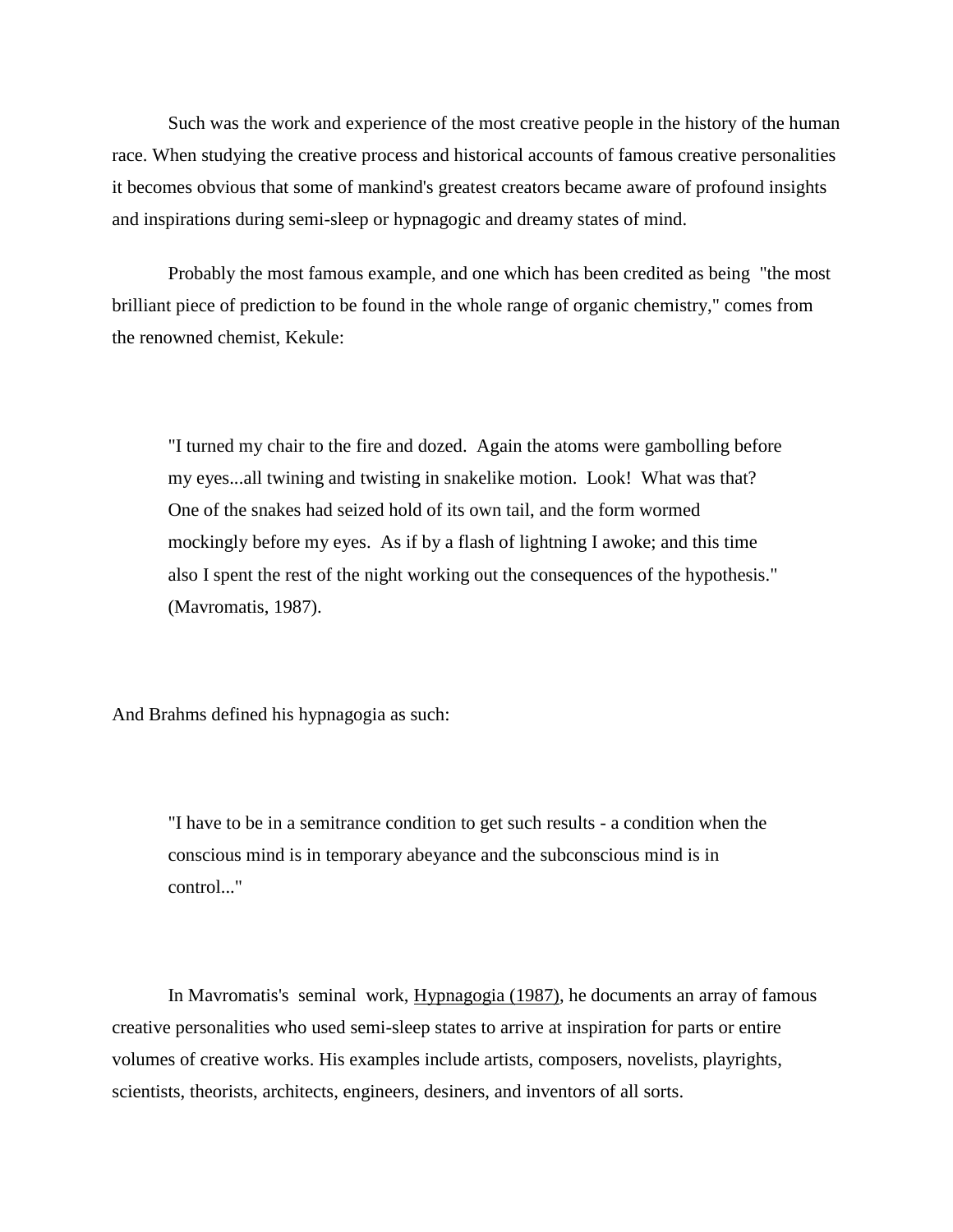Such was the work and experience of the most creative people in the history of the human race. When studying the creative process and historical accounts of famous creative personalities it becomes obvious that some of mankind's greatest creators became aware of profound insights and inspirations during semi-sleep or hypnagogic and dreamy states of mind.

Probably the most famous example, and one which has been credited as being "the most brilliant piece of prediction to be found in the whole range of organic chemistry," comes from the renowned chemist, Kekule:

> "I turned my chair to the fire and dozed. Again the atoms were gambolling before my eyes...all twining and twisting in snakelike motion. Look! What was that? One of the snakes had seized hold of its own tail, and the form wormed mockingly before my eyes. As if by a flash of lightning I awoke; and this time also I spent the rest of the night working out the consequences of the hypothesis." (Mavromatis, 1987).

And Brahms defined his hypnagogia as such:

> "I have to be in a semitrance condition to get such results - a condition when the conscious mind is in temporary abeyance and the subconscious mind is in control..."

In Mavromatis's seminal work, Hypnagogia (1987), he documents an array of famous creative personalities who used semi-sleep states to arrive at inspiration for parts or entire volumes of creative works. His examples include artists, composers, novelists, playrights, scientists, theorists, architects, engineers, desiners, and inventors of all sorts.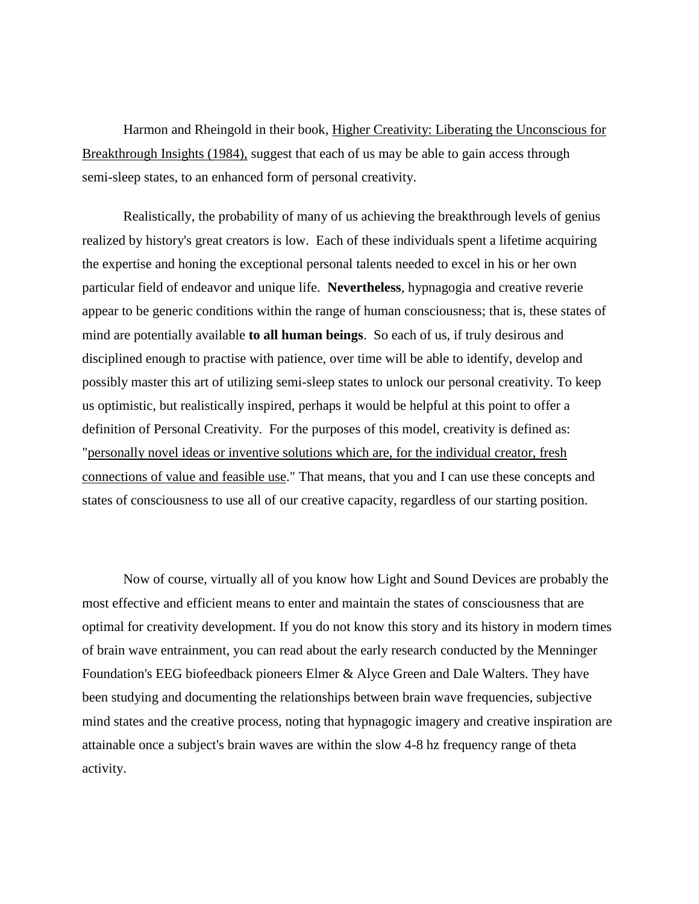Harmon and Rheingold in their book, <u>Higher Creativity: Liberating the Unconscious for Breakthrough Insights (1984),</u> suggest that each of us may be able to gain access through semi-sleep states, to an enhanced form of personal creativity.

Realistically, the probability of many of us achieving the breakthrough levels of genius realized by history's great creators is low. Each of these individuals spent a lifetime acquiring the expertise and honing the exceptional personal talents needed to excel in his or her own particular field of endeavor and unique life. **Nevertheless**, hypnagogia and creative reverie appear to be generic conditions within the range of human consciousness; that is, these states of mind are potentially available **to all human beings**. So each of us, if truly desirous and disciplined enough to practise with patience, over time will be able to identify, develop and possibly master this art of utilizing semi-sleep states to unlock our personal creativity. To keep us optimistic, but realistically inspired, perhaps it would be helpful at this point to offer a definition of Personal Creativity. For the purposes of this model, creativity is defined as: "<u>personally novel ideas or inventive solutions which are, for the individual creator, fresh connections of value and feasible use</u>." That means, that you and I can use these concepts and states of consciousness to use all of our creative capacity, regardless of our starting position.

Now of course, virtually all of you know how Light and Sound Devices are probably the most effective and efficient means to enter and maintain the states of consciousness that are optimal for creativity development. If you do not know this story and its history in modern times of brain wave entrainment, you can read about the early research conducted by the Menninger Foundation's EEG biofeedback pioneers Elmer & Alyce Green and Dale Walters. They have been studying and documenting the relationships between brain wave frequencies, subjective mind states and the creative process, noting that hypnagogic imagery and creative inspiration are attainable once a subject's brain waves are within the slow 4-8 hz frequency range of theta activity.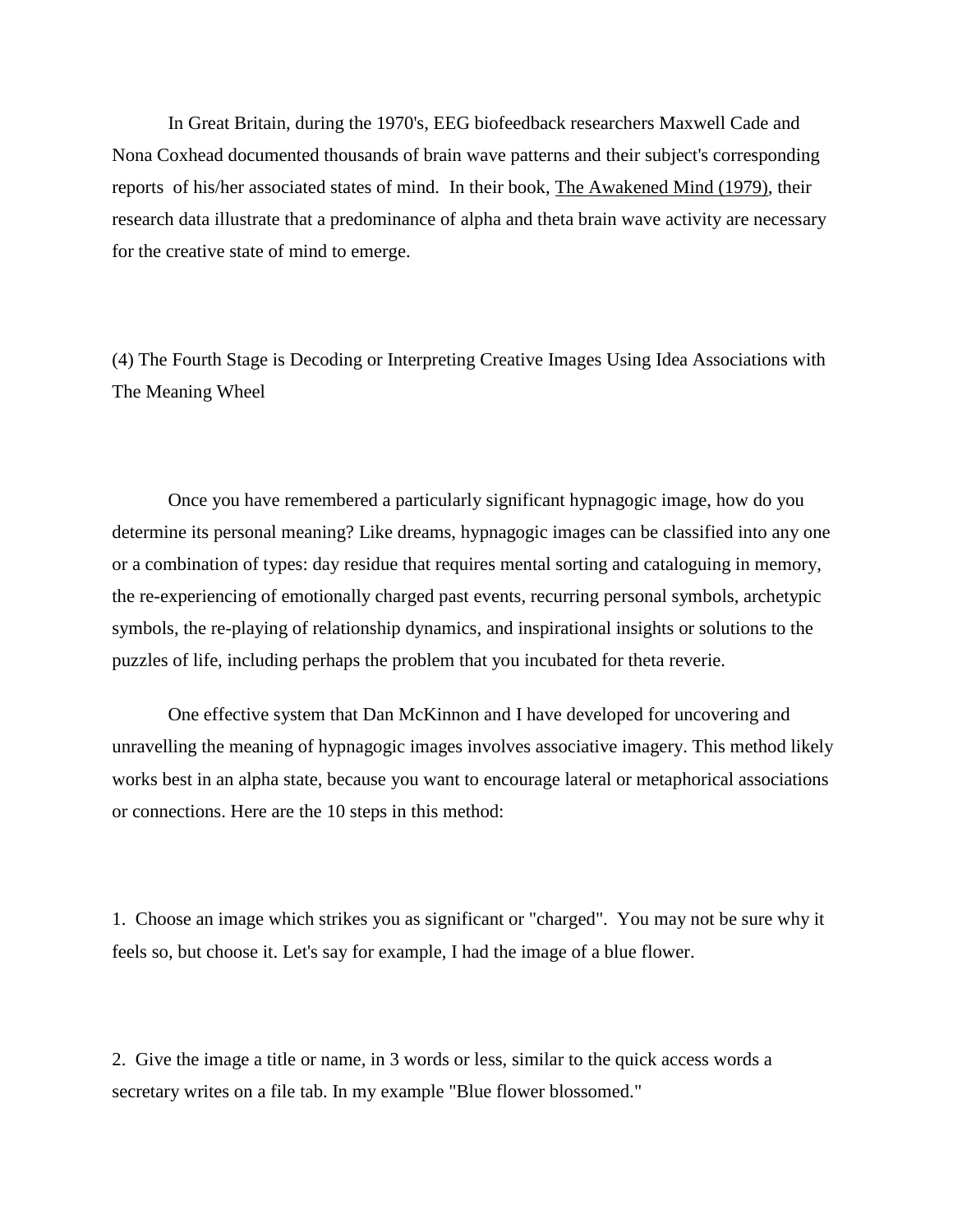In Great Britain, during the 1970's, EEG biofeedback researchers Maxwell Cade and Nona Coxhead documented thousands of brain wave patterns and their subject's corresponding reports of his/her associated states of mind. In their book, The Awakened Mind (1979), their research data illustrate that a predominance of alpha and theta brain wave activity are necessary for the creative state of mind to emerge.

(4) The Fourth Stage is Decoding or Interpreting Creative Images Using Idea Associations with The Meaning Wheel

Once you have remembered a particularly significant hypnagogic image, how do you determine its personal meaning? Like dreams, hypnagogic images can be classified into any one or a combination of types: day residue that requires mental sorting and cataloguing in memory, the re-experiencing of emotionally charged past events, recurring personal symbols, archetypic symbols, the re-playing of relationship dynamics, and inspirational insights or solutions to the puzzles of life, including perhaps the problem that you incubated for theta reverie.

One effective system that Dan McKinnon and I have developed for uncovering and unravelling the meaning of hypnagogic images involves associative imagery. This method likely works best in an alpha state, because you want to encourage lateral or metaphorical associations or connections. Here are the 10 steps in this method:

1. Choose an image which strikes you as significant or "charged". You may not be sure why it feels so, but choose it. Let's say for example, I had the image of a blue flower.

2. Give the image a title or name, in 3 words or less, similar to the quick access words a secretary writes on a file tab. In my example "Blue flower blossomed."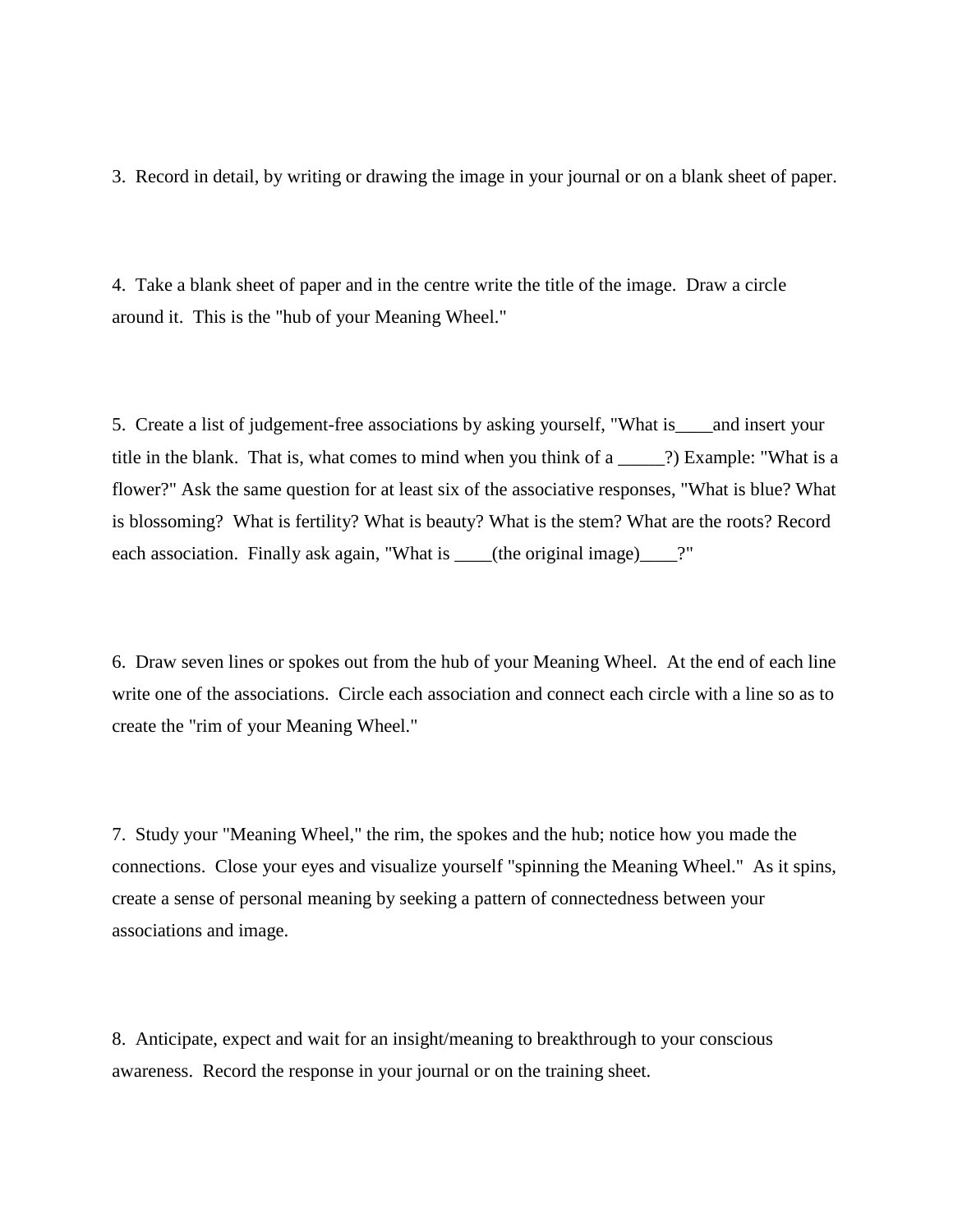3. Record in detail, by writing or drawing the image in your journal or on a blank sheet of paper.

4. Take a blank sheet of paper and in the centre write the title of the image. Draw a circle around it. This is the "hub of your Meaning Wheel."

5. Create a list of judgement-free associations by asking yourself, "What is____and insert your title in the blank. That is, what comes to mind when you think of a _____?) Example: "What is a flower?" Ask the same question for at least six of the associative responses, "What is blue? What is blossoming? What is fertility? What is beauty? What is the stem? What are the roots? Record each association. Finally ask again, "What is ____(the original image)____?"

6. Draw seven lines or spokes out from the hub of your Meaning Wheel. At the end of each line write one of the associations. Circle each association and connect each circle with a line so as to create the "rim of your Meaning Wheel."

7. Study your "Meaning Wheel," the rim, the spokes and the hub; notice how you made the connections. Close your eyes and visualize yourself "spinning the Meaning Wheel." As it spins, create a sense of personal meaning by seeking a pattern of connectedness between your associations and image.

8. Anticipate, expect and wait for an insight/meaning to breakthrough to your conscious awareness. Record the response in your journal or on the training sheet.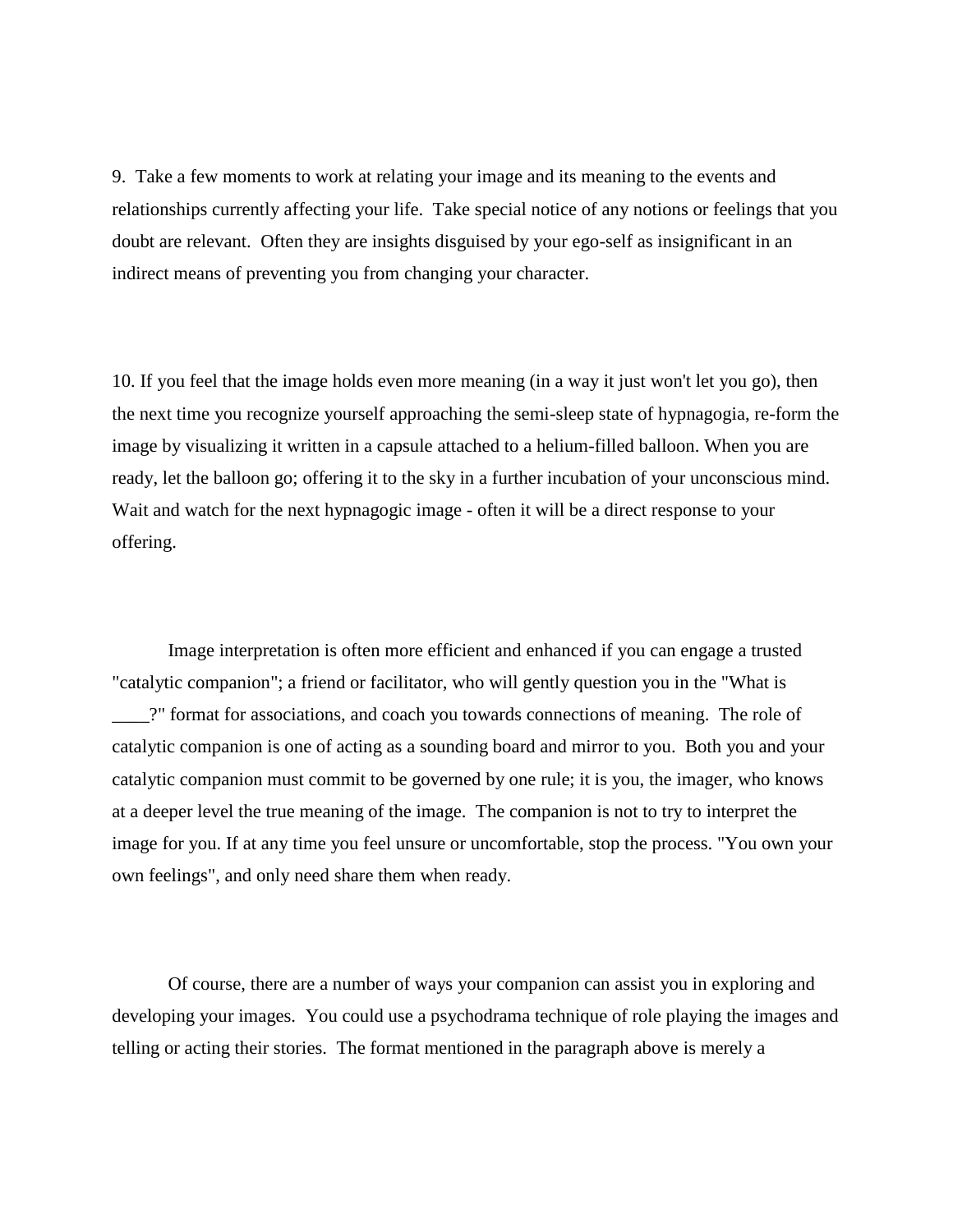9. Take a few moments to work at relating your image and its meaning to the events and relationships currently affecting your life. Take special notice of any notions or feelings that you doubt are relevant. Often they are insights disguised by your ego-self as insignificant in an indirect means of preventing you from changing your character.

10. If you feel that the image holds even more meaning (in a way it just won't let you go), then the next time you recognize yourself approaching the semi-sleep state of hypnagogia, re-form the image by visualizing it written in a capsule attached to a helium-filled balloon. When you are ready, let the balloon go; offering it to the sky in a further incubation of your unconscious mind. Wait and watch for the next hypnagogic image - often it will be a direct response to your offering.

Image interpretation is often more efficient and enhanced if you can engage a trusted "catalytic companion"; a friend or facilitator, who will gently question you in the "What is ____?" format for associations, and coach you towards connections of meaning. The role of catalytic companion is one of acting as a sounding board and mirror to you. Both you and your catalytic companion must commit to be governed by one rule; it is you, the imager, who knows at a deeper level the true meaning of the image. The companion is not to try to interpret the image for you. If at any time you feel unsure or uncomfortable, stop the process. "You own your own feelings", and only need share them when ready.

Of course, there are a number of ways your companion can assist you in exploring and developing your images. You could use a psychodrama technique of role playing the images and telling or acting their stories. The format mentioned in the paragraph above is merely a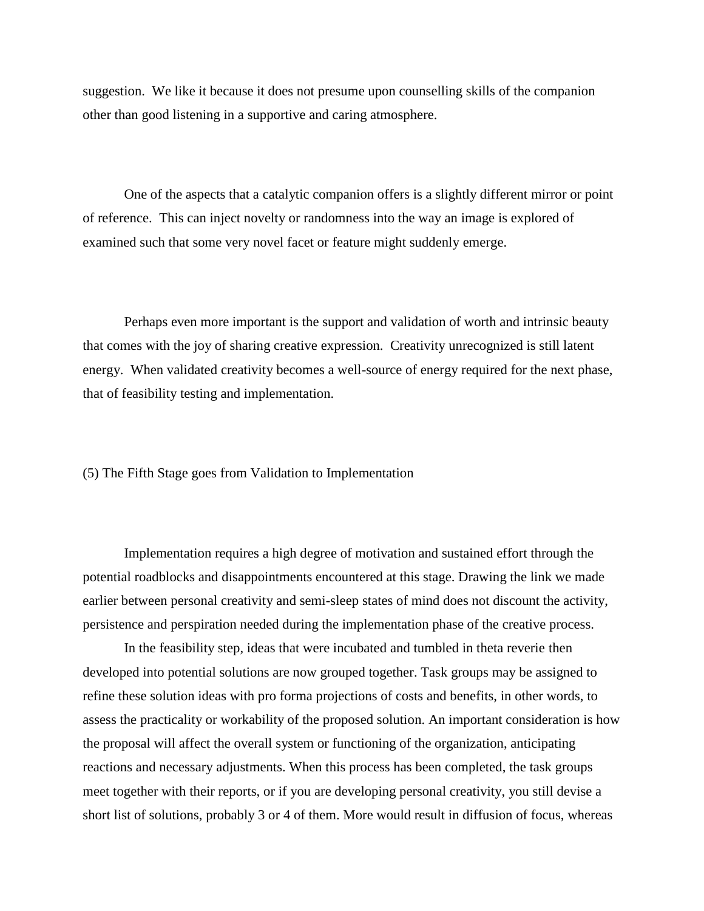suggestion. We like it because it does not presume upon counselling skills of the companion other than good listening in a supportive and caring atmosphere.

One of the aspects that a catalytic companion offers is a slightly different mirror or point of reference. This can inject novelty or randomness into the way an image is explored of examined such that some very novel facet or feature might suddenly emerge.

Perhaps even more important is the support and validation of worth and intrinsic beauty that comes with the joy of sharing creative expression. Creativity unrecognized is still latent energy. When validated creativity becomes a well-source of energy required for the next phase, that of feasibility testing and implementation.

(5) The Fifth Stage goes from Validation to Implementation

Implementation requires a high degree of motivation and sustained effort through the potential roadblocks and disappointments encountered at this stage. Drawing the link we made earlier between personal creativity and semi-sleep states of mind does not discount the activity, persistence and perspiration needed during the implementation phase of the creative process.

In the feasibility step, ideas that were incubated and tumbled in theta reverie then developed into potential solutions are now grouped together. Task groups may be assigned to refine these solution ideas with pro forma projections of costs and benefits, in other words, to assess the practicality or workability of the proposed solution. An important consideration is how the proposal will affect the overall system or functioning of the organization, anticipating reactions and necessary adjustments. When this process has been completed, the task groups meet together with their reports, or if you are developing personal creativity, you still devise a short list of solutions, probably 3 or 4 of them. More would result in diffusion of focus, whereas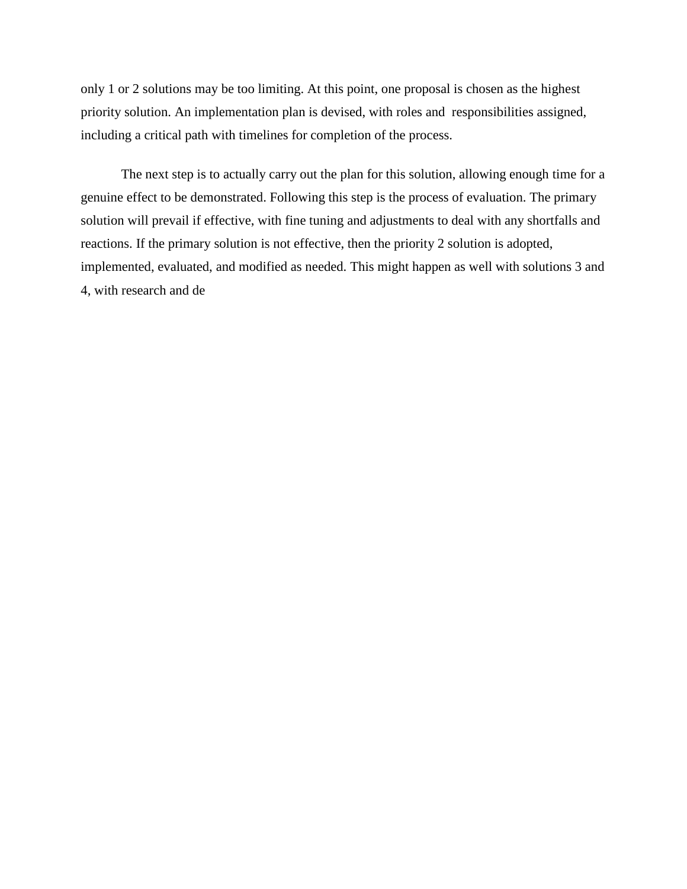only 1 or 2 solutions may be too limiting. At this point, one proposal is chosen as the highest priority solution. An implementation plan is devised, with roles and responsibilities assigned, including a critical path with timelines for completion of the process.

The next step is to actually carry out the plan for this solution, allowing enough time for a genuine effect to be demonstrated. Following this step is the process of evaluation. The primary solution will prevail if effective, with fine tuning and adjustments to deal with any shortfalls and reactions. If the primary solution is not effective, then the priority 2 solution is adopted, implemented, evaluated, and modified as needed. This might happen as well with solutions 3 and 4, with research and de